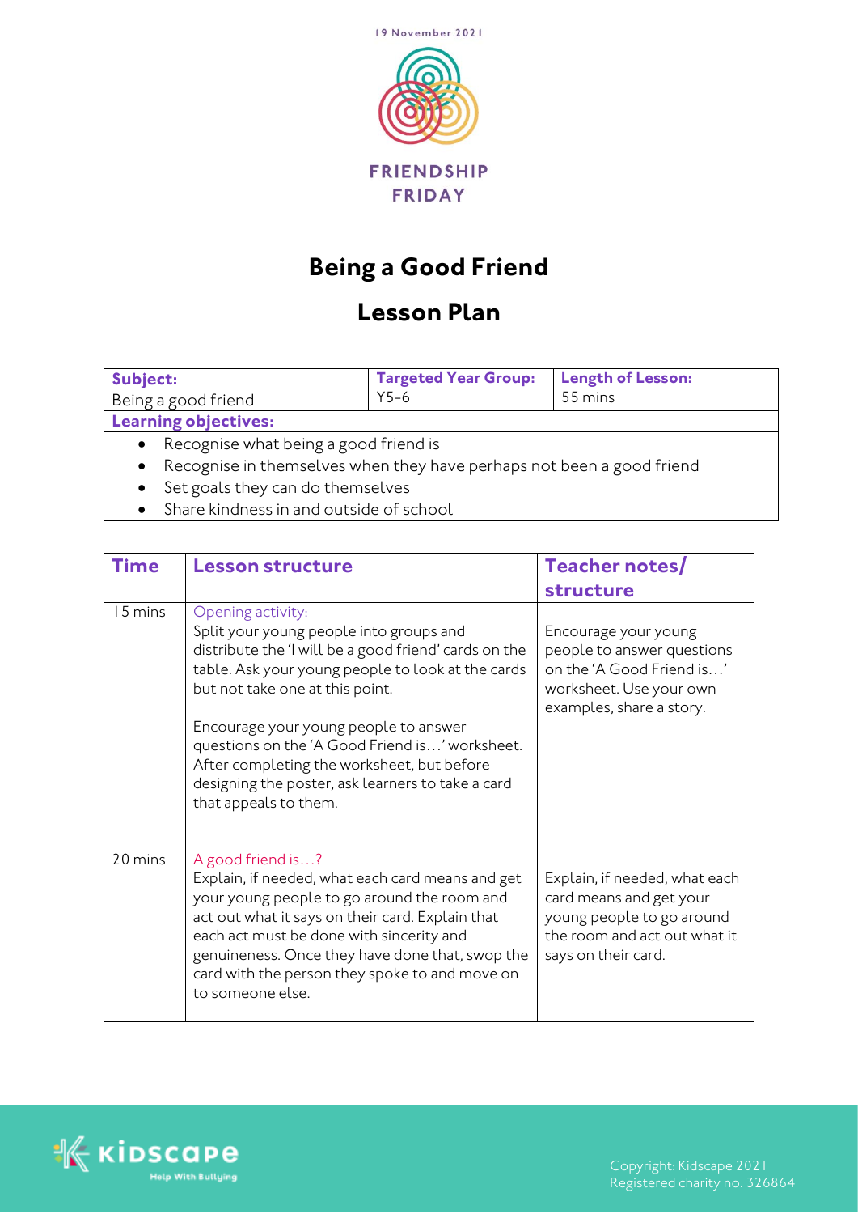19 November 2021

FRIENDSHIP FRIDAY

# Being a Good Friend

## Lesson Plan

| **Subject:** Being a good friend | **Targeted Year Group:** Y5-6 | **Length of Lesson:** 55 mins |
|---|---|---|

**Learning objectives:**

- Recognise what being a good friend is
- Recognise in themselves when they have perhaps not been a good friend
- Set goals they can do themselves
- Share kindness in and outside of school

| Time | Lesson structure | Teacher notes/ structure |
|---|---|---|
| 15 mins | Opening activity:<br>Split your young people into groups and distribute the 'I will be a good friend' cards on the table. Ask your young people to look at the cards but not take one at this point.<br><br>Encourage your young people to answer questions on the 'A Good Friend is…' worksheet. After completing the worksheet, but before designing the poster, ask learners to take a card that appeals to them. | Encourage your young people to answer questions on the 'A Good Friend is…' worksheet. Use your own examples, share a story. |
| 20 mins | A good friend is…?<br>Explain, if needed, what each card means and get your young people to go around the room and act out what it says on their card. Explain that each act must be done with sincerity and genuineness. Once they have done that, swop the card with the person they spoke to and move on to someone else. | Explain, if needed, what each card means and get your young people to go around the room and act out what it says on their card. |

Copyright: Kidscape 2021
Registered charity no. 326864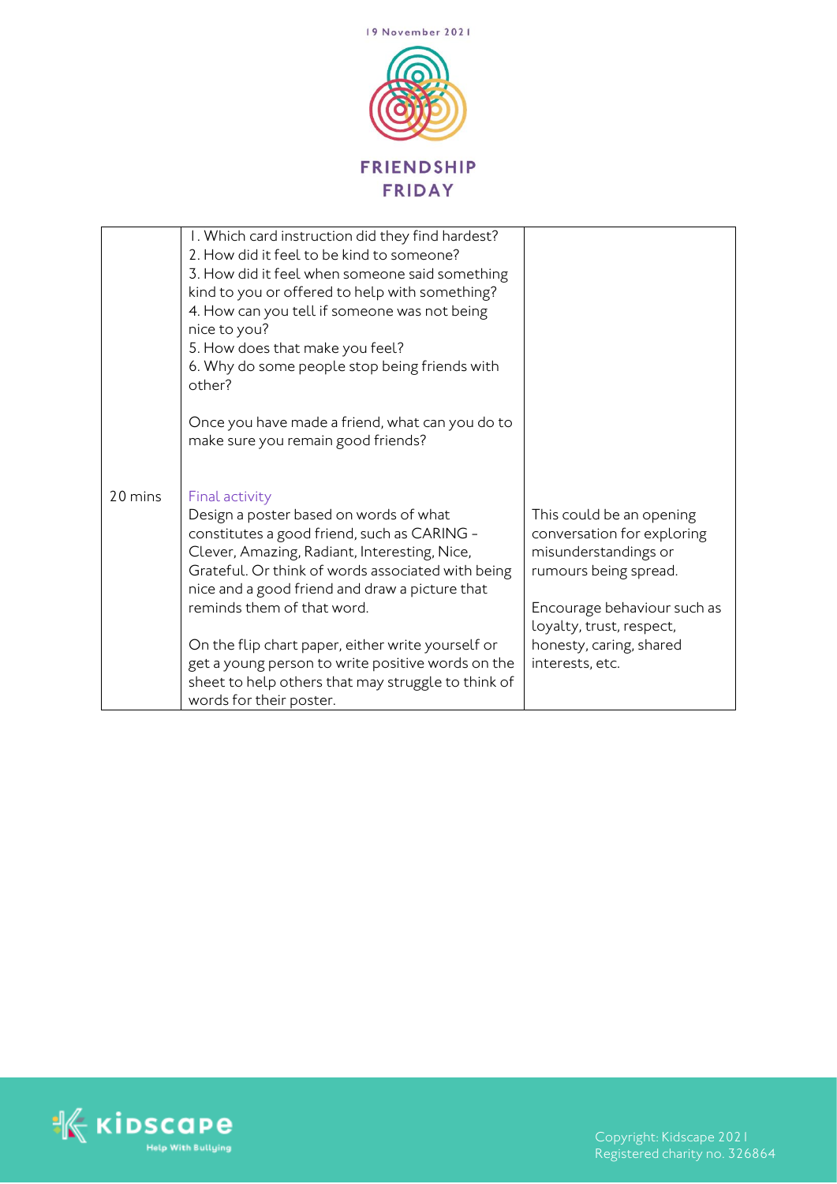| | | |
|---|---|---|
| | 1. Which card instruction did they find hardest?<br>2. How did it feel to be kind to someone?<br>3. How did it feel when someone said something kind to you or offered to help with something?<br>4. How can you tell if someone was not being nice to you?<br>5. How does that make you feel?<br>6. Why do some people stop being friends with other?<br><br>Once you have made a friend, what can you do to make sure you remain good friends? | |
| 20 mins | Final activity<br>Design a poster based on words of what constitutes a good friend, such as CARING – Clever, Amazing, Radiant, Interesting, Nice, Grateful. Or think of words associated with being nice and a good friend and draw a picture that reminds them of that word.<br><br>On the flip chart paper, either write yourself or get a young person to write positive words on the sheet to help others that may struggle to think of words for their poster. | This could be an opening conversation for exploring misunderstandings or rumours being spread.<br><br>Encourage behaviour such as loyalty, trust, respect, honesty, caring, shared interests, etc. |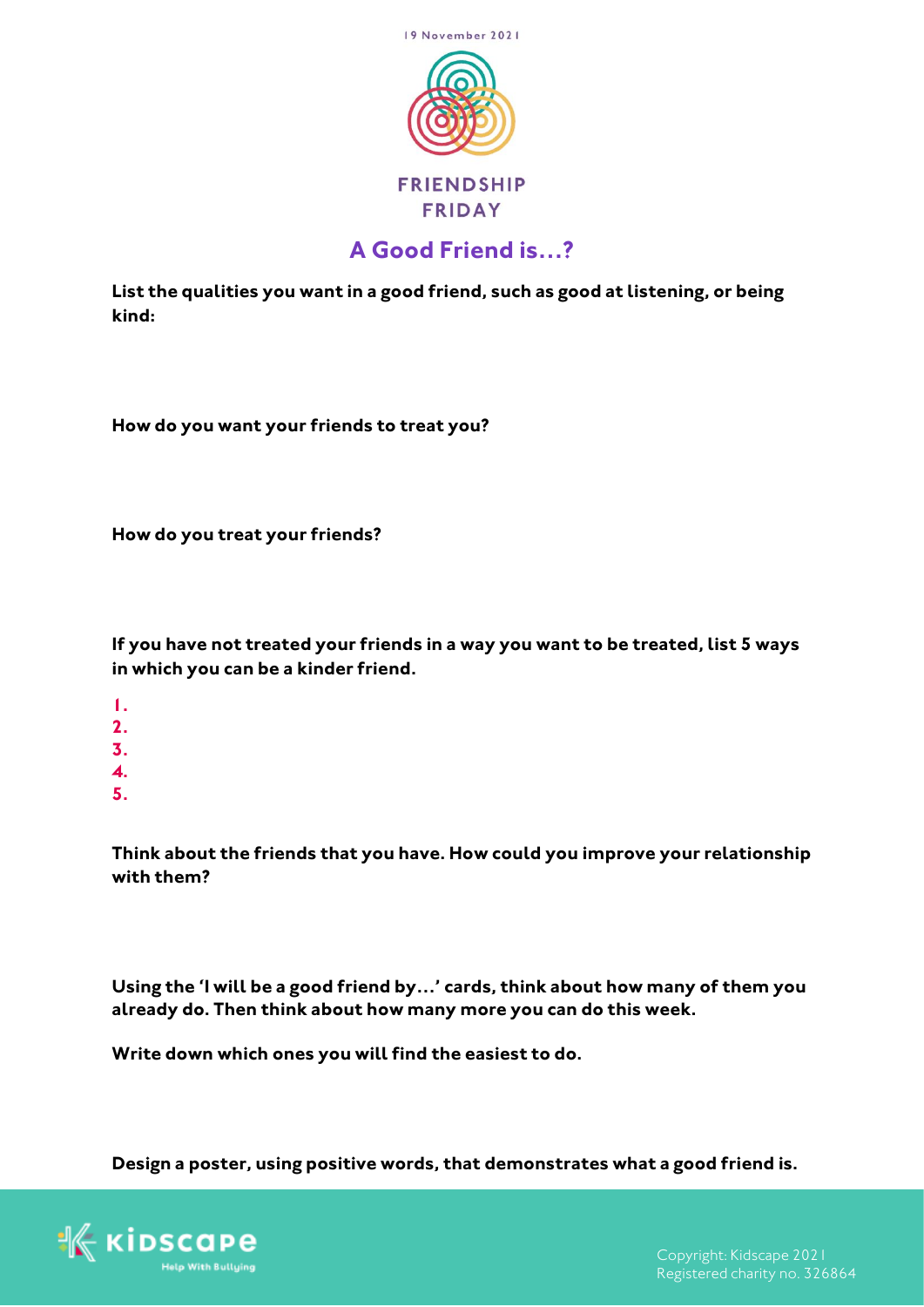19 November 2021

FRIENDSHIP FRIDAY

# A Good Friend is…?

**List the qualities you want in a good friend, such as good at listening, or being kind:**

**How do you want your friends to treat you?**

**How do you treat your friends?**

**If you have not treated your friends in a way you want to be treated, list 5 ways in which you can be a kinder friend.**

1.
2.
3.
4.
5.

**Think about the friends that you have. How could you improve your relationship with them?**

**Using the 'I will be a good friend by…' cards, think about how many of them you already do. Then think about how many more you can do this week.**

**Write down which ones you will find the easiest to do.**

**Design a poster, using positive words, that demonstrates what a good friend is.**

Kidscape Help With Bullying

Copyright: Kidscape 2021
Registered charity no. 326864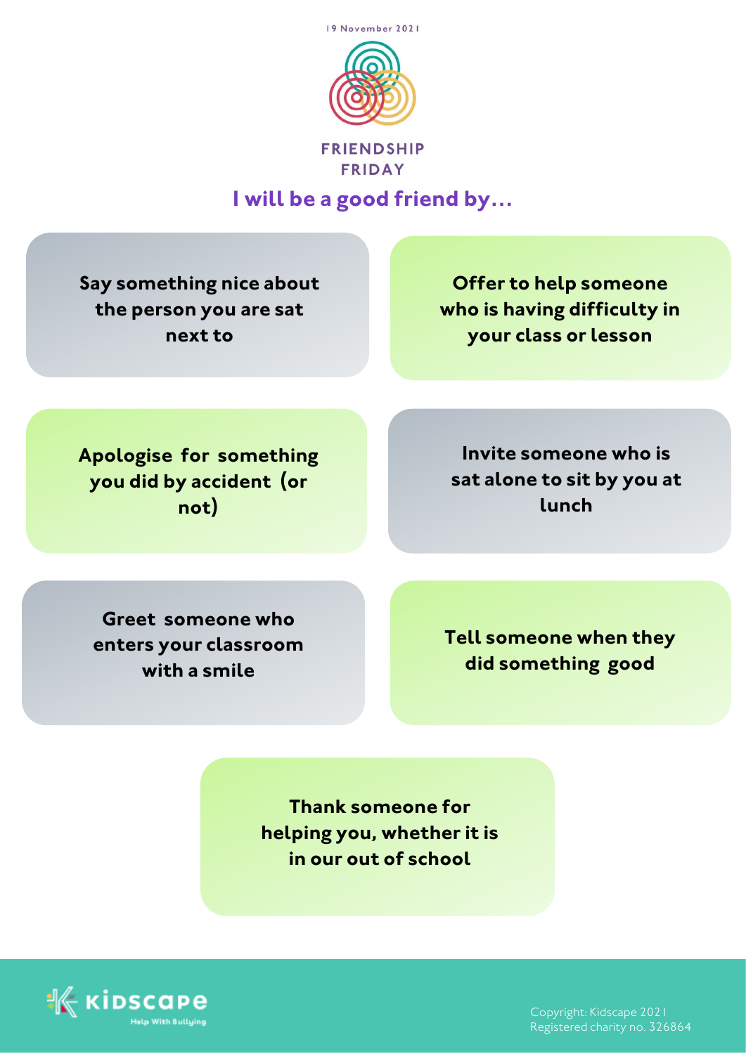19 November 2021

# FRIENDSHIP FRIDAY

## I will be a good friend by...

- Say something nice about the person you are sat next to
- Offer to help someone who is having difficulty in your class or lesson
- Apologise for something you did by accident (or not)
- Invite someone who is sat alone to sit by you at lunch
- Greet someone who enters your classroom with a smile
- Tell someone when they did something good
- Thank someone for helping you, whether it is in our out of school

Kidscape
Help With Bullying

Copyright: Kidscape 2021
Registered charity no. 326864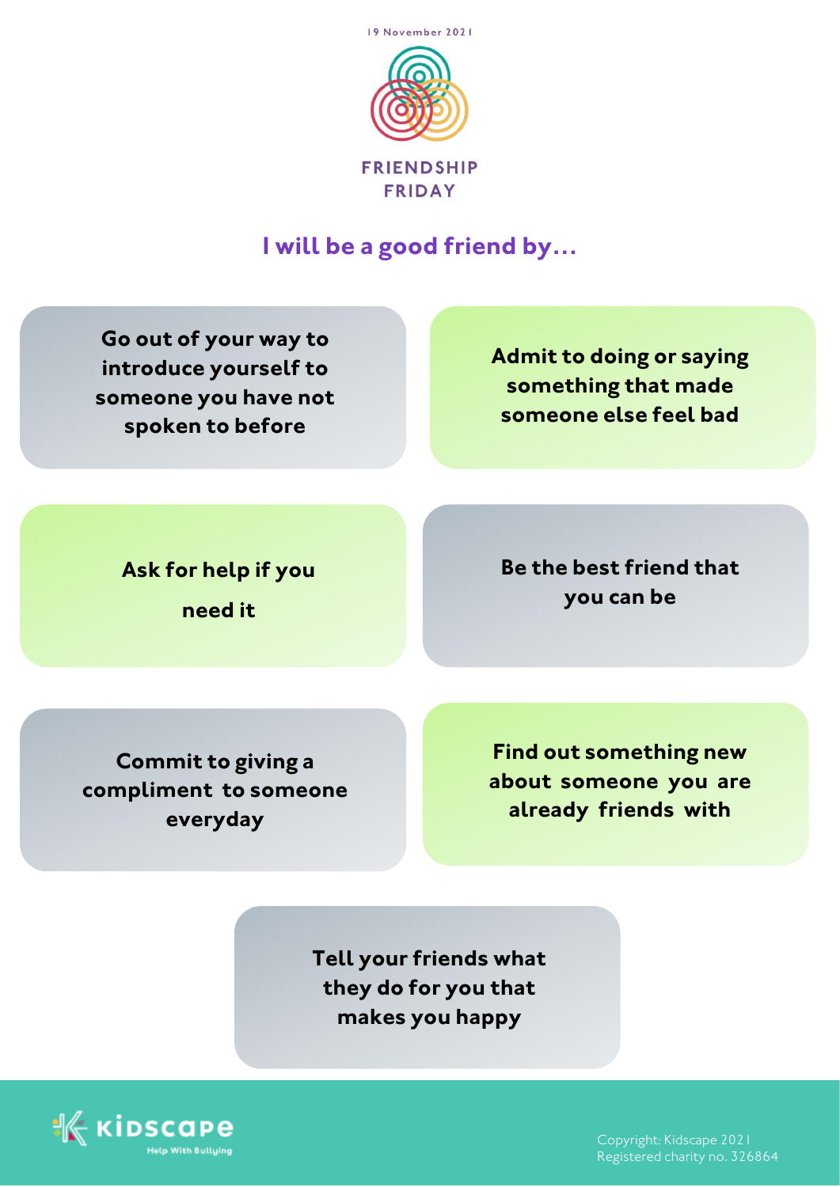19 November 2021

# FRIENDSHIP FRIDAY

## I will be a good friend by...

- Go out of your way to introduce yourself to someone you have not spoken to before
- Admit to doing or saying something that made someone else feel bad
- Ask for help if you need it
- Be the best friend that you can be
- Commit to giving a compliment to someone everyday
- Find out something new about someone you are already friends with
- Tell your friends what they do for you that makes you happy

Kidscape
Help With Bullying

Copyright: Kidscape 2021
Registered charity no. 326864